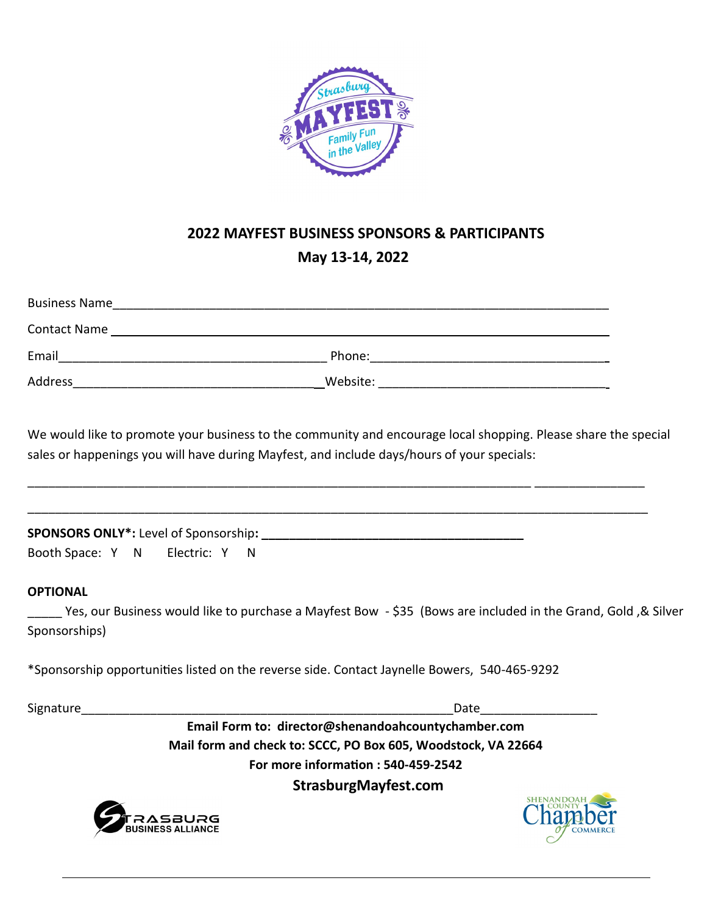## 2022 MAYFEST BUSINESS SPONSORS & PARTICIPANTS

**May 13-14, 2022**

Business Name_______________________________________________________________________

Contact Name _______________________________________________________________________

Email_______________________________________ Phone:___________________________________

Address__________________________________ Website: _________________________________

We would like to promote your business to the community and encourage local shopping. Please share the special sales or happenings you will have during Mayfest, and include days/hours of your specials:

___________________________________________________________________________ ________________

___________________________________________________________________________________________

**SPONSORS ONLY*:** Level of Sponsorship**: ______________________________________**

Booth Space: Y N Electric: Y N

**OPTIONAL**

_____ Yes, our Business would like to purchase a Mayfest Bow - $35 (Bows are included in the Grand, Gold ,& Silver Sponsorships)

*Sponsorship opportunities listed on the reverse side. Contact Jaynelle Bowers, 540-465-9292

Signature________________________________________________________Date________________

**Email Form to: director@shenandoahcountychamber.com**

**Mail form and check to: SCCC, PO Box 605, Woodstock, VA 22664**

**For more information : 540-459-2542**

**StrasburgMayfest.com**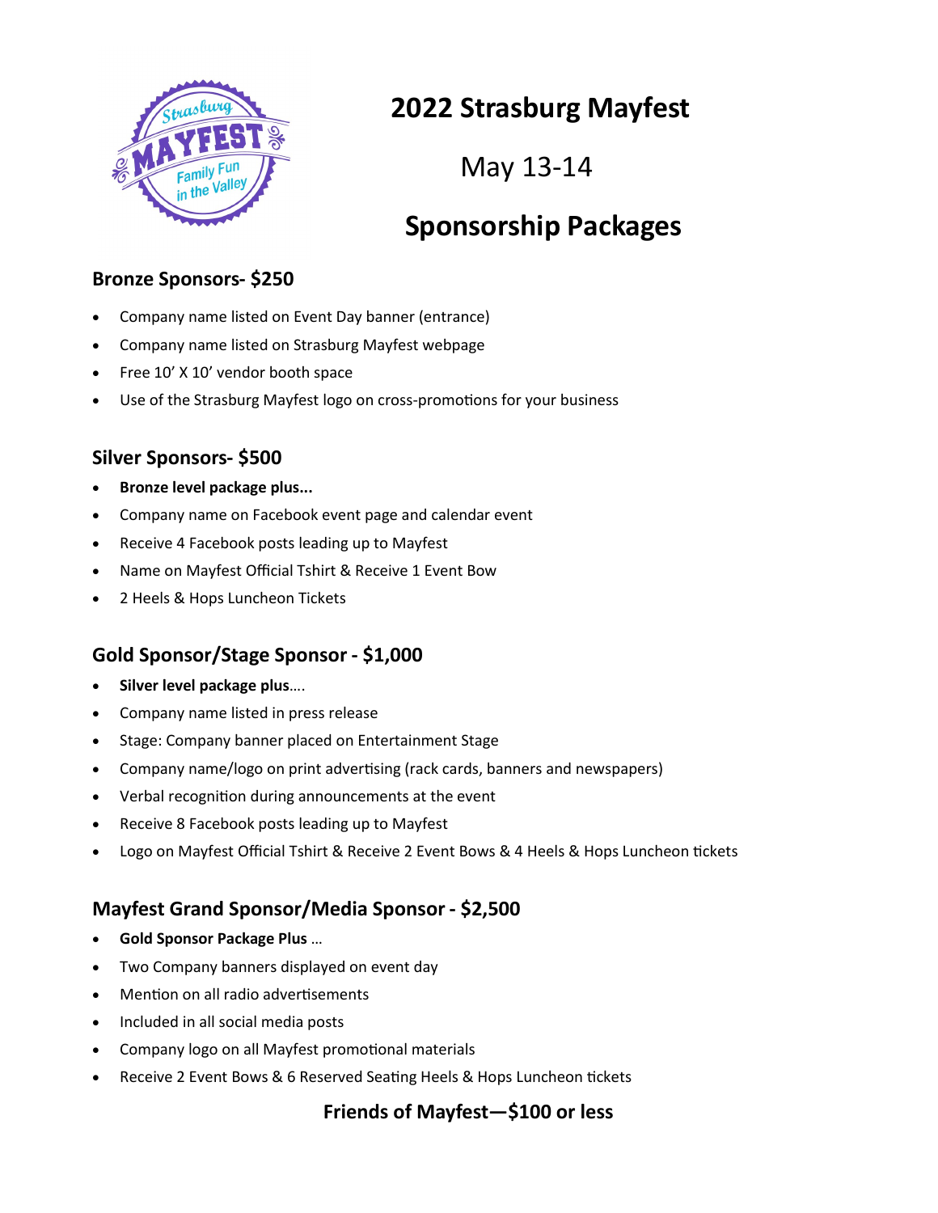# 2022 Strasburg Mayfest

May 13-14

## Sponsorship Packages

### Bronze Sponsors- $250

- Company name listed on Event Day banner (entrance)
- Company name listed on Strasburg Mayfest webpage
- Free 10' X 10' vendor booth space
- Use of the Strasburg Mayfest logo on cross-promotions for your business

### Silver Sponsors- $500

- **Bronze level package plus...**
- Company name on Facebook event page and calendar event
- Receive 4 Facebook posts leading up to Mayfest
- Name on Mayfest Official Tshirt & Receive 1 Event Bow
- 2 Heels & Hops Luncheon Tickets

### Gold Sponsor/Stage Sponsor - $1,000

- **Silver level package plus**....
- Company name listed in press release
- Stage: Company banner placed on Entertainment Stage
- Company name/logo on print advertising (rack cards, banners and newspapers)
- Verbal recognition during announcements at the event
- Receive 8 Facebook posts leading up to Mayfest
- Logo on Mayfest Official Tshirt & Receive 2 Event Bows & 4 Heels & Hops Luncheon tickets

### Mayfest Grand Sponsor/Media Sponsor - $2,500

- **Gold Sponsor Package Plus** ...
- Two Company banners displayed on event day
- Mention on all radio advertisements
- Included in all social media posts
- Company logo on all Mayfest promotional materials
- Receive 2 Event Bows & 6 Reserved Seating Heels & Hops Luncheon tickets

**Friends of Mayfest—$100 or less**